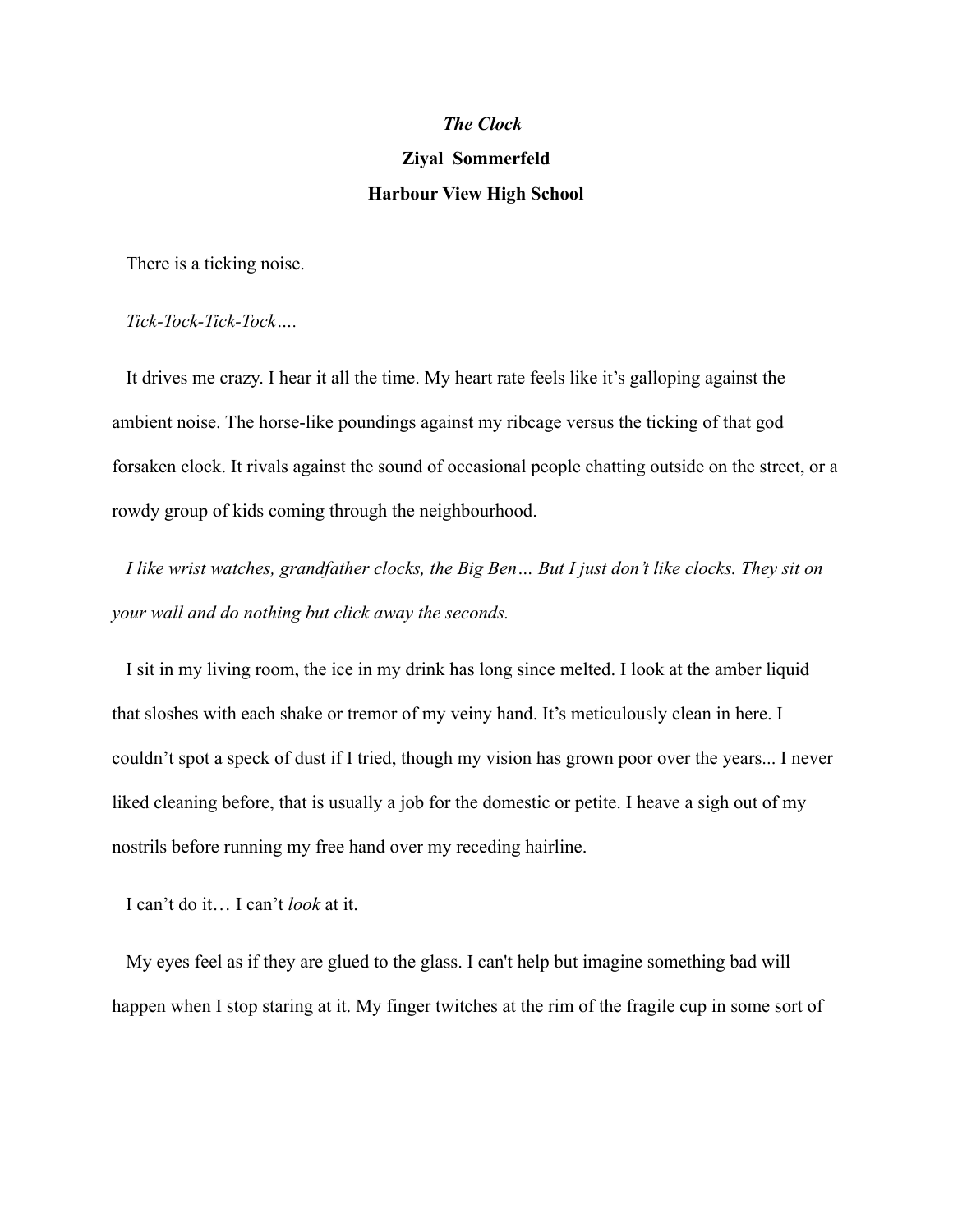*The Clock*

**Ziyal Sommerfeld**

**Harbour View High School**

There is a ticking noise.

*Tick-Tock-Tick-Tock….*

It drives me crazy. I hear it all the time. My heart rate feels like it's galloping against the ambient noise. The horse-like poundings against my ribcage versus the ticking of that god forsaken clock. It rivals against the sound of occasional people chatting outside on the street, or a rowdy group of kids coming through the neighbourhood.

*I like wrist watches, grandfather clocks, the Big Ben… But I just don't like clocks. They sit on your wall and do nothing but click away the seconds.*

I sit in my living room, the ice in my drink has long since melted. I look at the amber liquid that sloshes with each shake or tremor of my veiny hand. It's meticulously clean in here. I couldn't spot a speck of dust if I tried, though my vision has grown poor over the years... I never liked cleaning before, that is usually a job for the domestic or petite. I heave a sigh out of my nostrils before running my free hand over my receding hairline.

I can't do it… I can't *look* at it.

My eyes feel as if they are glued to the glass. I can't help but imagine something bad will happen when I stop staring at it. My finger twitches at the rim of the fragile cup in some sort of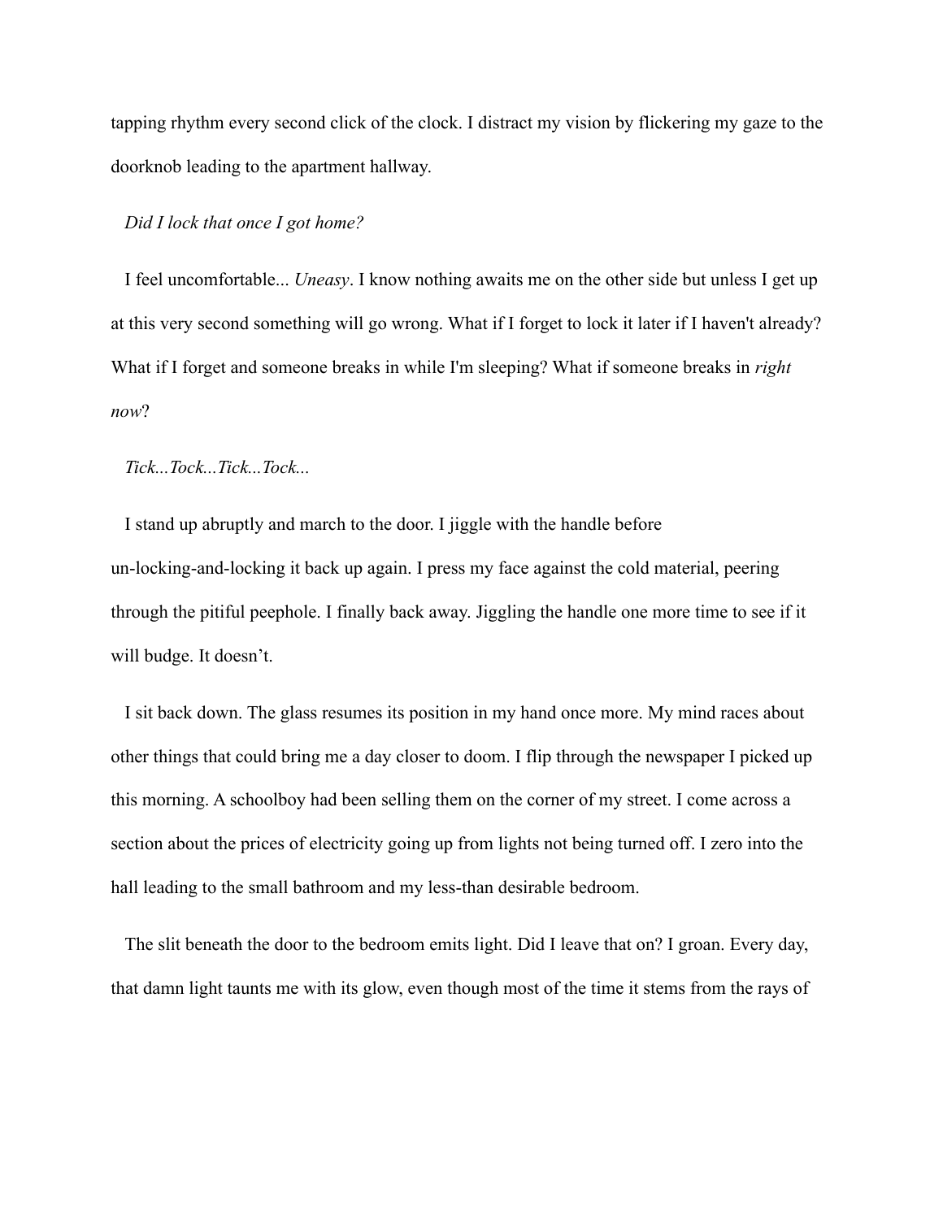tapping rhythm every second click of the clock. I distract my vision by flickering my gaze to the doorknob leading to the apartment hallway.

*Did I lock that once I got home?*

I feel uncomfortable... *Uneasy*. I know nothing awaits me on the other side but unless I get up at this very second something will go wrong. What if I forget to lock it later if I haven't already? What if I forget and someone breaks in while I'm sleeping? What if someone breaks in *right now*?

*Tick...Tock...Tick...Tock...*

I stand up abruptly and march to the door. I jiggle with the handle before un-locking-and-locking it back up again. I press my face against the cold material, peering through the pitiful peephole. I finally back away. Jiggling the handle one more time to see if it will budge. It doesn't.

I sit back down. The glass resumes its position in my hand once more. My mind races about other things that could bring me a day closer to doom. I flip through the newspaper I picked up this morning. A schoolboy had been selling them on the corner of my street. I come across a section about the prices of electricity going up from lights not being turned off. I zero into the hall leading to the small bathroom and my less-than desirable bedroom.

The slit beneath the door to the bedroom emits light. Did I leave that on? I groan. Every day, that damn light taunts me with its glow, even though most of the time it stems from the rays of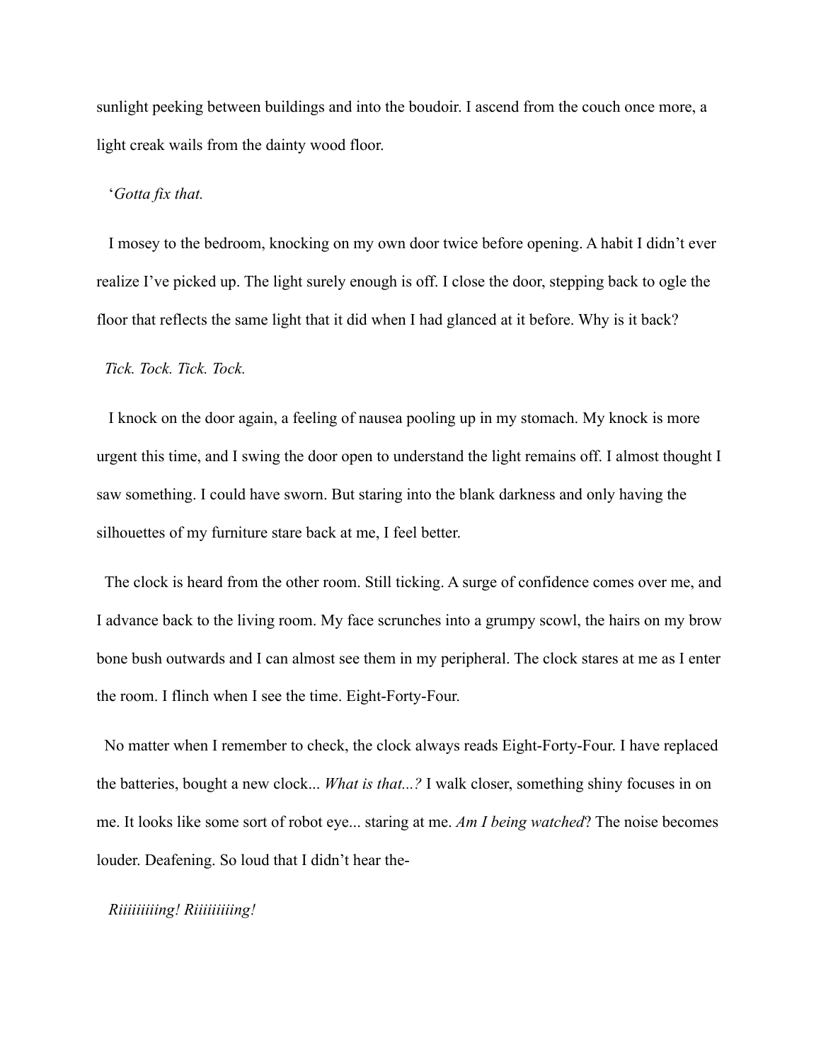sunlight peeking between buildings and into the boudoir. I ascend from the couch once more, a light creak wails from the dainty wood floor.

'*Gotta fix that.*

I mosey to the bedroom, knocking on my own door twice before opening. A habit I didn't ever realize I've picked up. The light surely enough is off. I close the door, stepping back to ogle the floor that reflects the same light that it did when I had glanced at it before. Why is it back?

*Tick. Tock. Tick. Tock.*

I knock on the door again, a feeling of nausea pooling up in my stomach. My knock is more urgent this time, and I swing the door open to understand the light remains off. I almost thought I saw something. I could have sworn. But staring into the blank darkness and only having the silhouettes of my furniture stare back at me, I feel better.

The clock is heard from the other room. Still ticking. A surge of confidence comes over me, and I advance back to the living room. My face scrunches into a grumpy scowl, the hairs on my brow bone bush outwards and I can almost see them in my peripheral. The clock stares at me as I enter the room. I flinch when I see the time. Eight-Forty-Four.

No matter when I remember to check, the clock always reads Eight-Forty-Four. I have replaced the batteries, bought a new clock... *What is that...?* I walk closer, something shiny focuses in on me. It looks like some sort of robot eye... staring at me. *Am I being watched*? The noise becomes louder. Deafening. So loud that I didn't hear the-

*Riiiiiiiiing! Riiiiiiiiing!*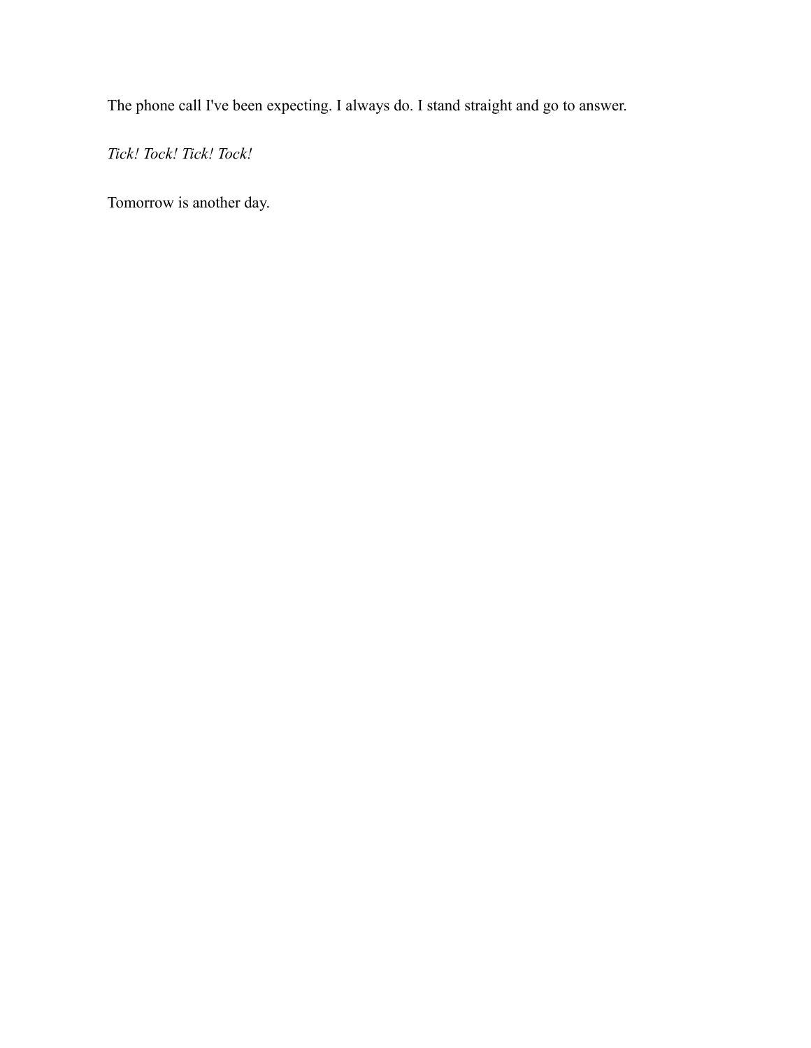The phone call I've been expecting. I always do. I stand straight and go to answer.

*Tick! Tock! Tick! Tock!*

Tomorrow is another day.